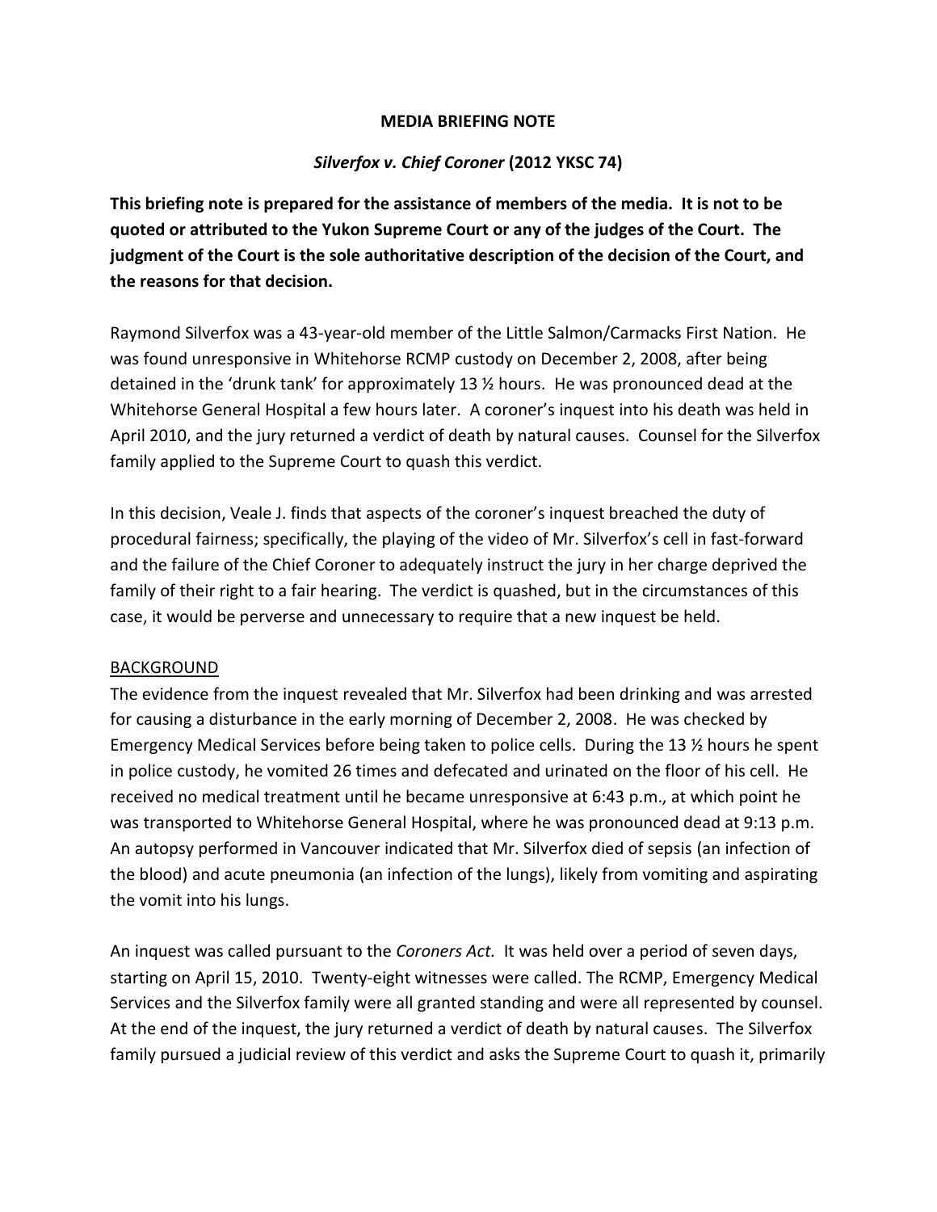# MEDIA BRIEFING NOTE

## *Silverfox v. Chief Coroner* (2012 YKSC 74)

**This briefing note is prepared for the assistance of members of the media. It is not to be quoted or attributed to the Yukon Supreme Court or any of the judges of the Court. The judgment of the Court is the sole authoritative description of the decision of the Court, and the reasons for that decision.**

Raymond Silverfox was a 43-year-old member of the Little Salmon/Carmacks First Nation. He was found unresponsive in Whitehorse RCMP custody on December 2, 2008, after being detained in the 'drunk tank' for approximately 13 ½ hours. He was pronounced dead at the Whitehorse General Hospital a few hours later. A coroner's inquest into his death was held in April 2010, and the jury returned a verdict of death by natural causes. Counsel for the Silverfox family applied to the Supreme Court to quash this verdict.

In this decision, Veale J. finds that aspects of the coroner's inquest breached the duty of procedural fairness; specifically, the playing of the video of Mr. Silverfox's cell in fast-forward and the failure of the Chief Coroner to adequately instruct the jury in her charge deprived the family of their right to a fair hearing. The verdict is quashed, but in the circumstances of this case, it would be perverse and unnecessary to require that a new inquest be held.

### BACKGROUND

The evidence from the inquest revealed that Mr. Silverfox had been drinking and was arrested for causing a disturbance in the early morning of December 2, 2008. He was checked by Emergency Medical Services before being taken to police cells. During the 13 ½ hours he spent in police custody, he vomited 26 times and defecated and urinated on the floor of his cell. He received no medical treatment until he became unresponsive at 6:43 p.m., at which point he was transported to Whitehorse General Hospital, where he was pronounced dead at 9:13 p.m. An autopsy performed in Vancouver indicated that Mr. Silverfox died of sepsis (an infection of the blood) and acute pneumonia (an infection of the lungs), likely from vomiting and aspirating the vomit into his lungs.

An inquest was called pursuant to the *Coroners Act.* It was held over a period of seven days, starting on April 15, 2010. Twenty-eight witnesses were called. The RCMP, Emergency Medical Services and the Silverfox family were all granted standing and were all represented by counsel. At the end of the inquest, the jury returned a verdict of death by natural causes. The Silverfox family pursued a judicial review of this verdict and asks the Supreme Court to quash it, primarily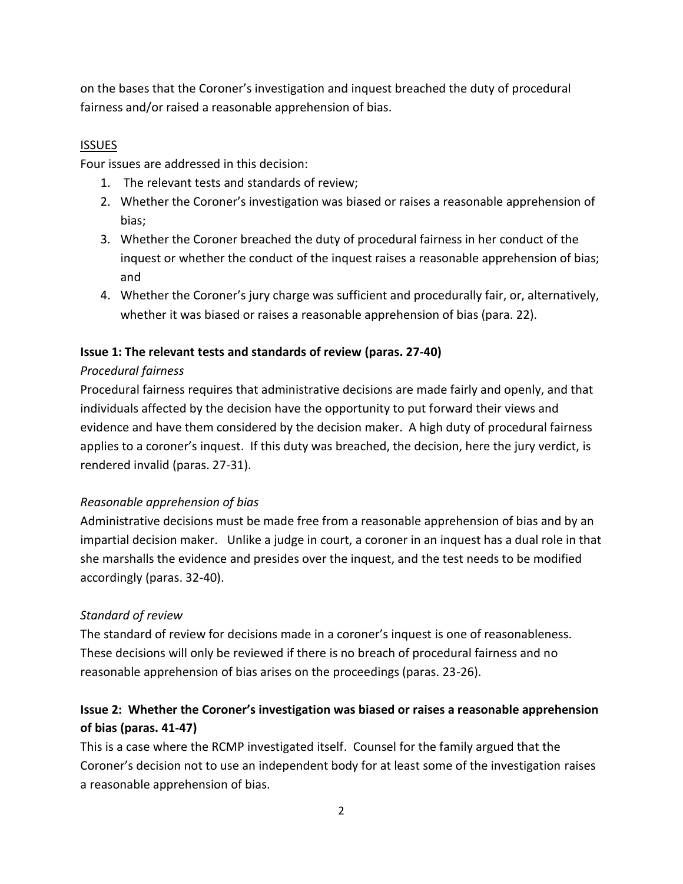on the bases that the Coroner's investigation and inquest breached the duty of procedural fairness and/or raised a reasonable apprehension of bias.

<u>ISSUES</u>

Four issues are addressed in this decision:

1. The relevant tests and standards of review;
2. Whether the Coroner's investigation was biased or raises a reasonable apprehension of bias;
3. Whether the Coroner breached the duty of procedural fairness in her conduct of the inquest or whether the conduct of the inquest raises a reasonable apprehension of bias; and
4. Whether the Coroner's jury charge was sufficient and procedurally fair, or, alternatively, whether it was biased or raises a reasonable apprehension of bias (para. 22).

**Issue 1: The relevant tests and standards of review (paras. 27-40)**

*Procedural fairness*

Procedural fairness requires that administrative decisions are made fairly and openly, and that individuals affected by the decision have the opportunity to put forward their views and evidence and have them considered by the decision maker. A high duty of procedural fairness applies to a coroner's inquest. If this duty was breached, the decision, here the jury verdict, is rendered invalid (paras. 27-31).

*Reasonable apprehension of bias*

Administrative decisions must be made free from a reasonable apprehension of bias and by an impartial decision maker. Unlike a judge in court, a coroner in an inquest has a dual role in that she marshalls the evidence and presides over the inquest, and the test needs to be modified accordingly (paras. 32-40).

*Standard of review*

The standard of review for decisions made in a coroner's inquest is one of reasonableness. These decisions will only be reviewed if there is no breach of procedural fairness and no reasonable apprehension of bias arises on the proceedings (paras. 23-26).

**Issue 2: Whether the Coroner's investigation was biased or raises a reasonable apprehension of bias (paras. 41-47)**

This is a case where the RCMP investigated itself. Counsel for the family argued that the Coroner's decision not to use an independent body for at least some of the investigation raises a reasonable apprehension of bias.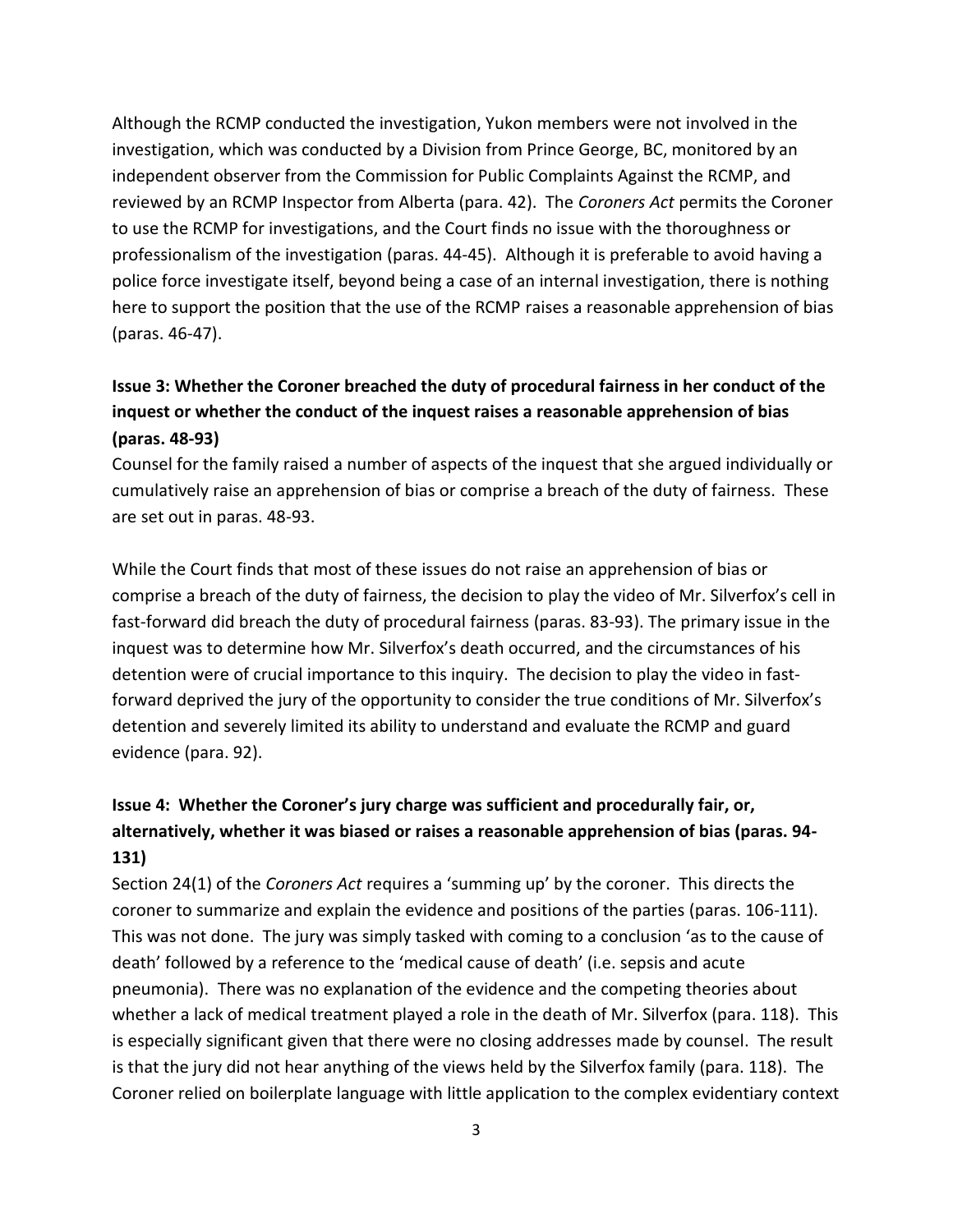Although the RCMP conducted the investigation, Yukon members were not involved in the investigation, which was conducted by a Division from Prince George, BC, monitored by an independent observer from the Commission for Public Complaints Against the RCMP, and reviewed by an RCMP Inspector from Alberta (para. 42). The *Coroners Act* permits the Coroner to use the RCMP for investigations, and the Court finds no issue with the thoroughness or professionalism of the investigation (paras. 44-45). Although it is preferable to avoid having a police force investigate itself, beyond being a case of an internal investigation, there is nothing here to support the position that the use of the RCMP raises a reasonable apprehension of bias (paras. 46-47).

**Issue 3: Whether the Coroner breached the duty of procedural fairness in her conduct of the inquest or whether the conduct of the inquest raises a reasonable apprehension of bias (paras. 48-93)**

Counsel for the family raised a number of aspects of the inquest that she argued individually or cumulatively raise an apprehension of bias or comprise a breach of the duty of fairness. These are set out in paras. 48-93.

While the Court finds that most of these issues do not raise an apprehension of bias or comprise a breach of the duty of fairness, the decision to play the video of Mr. Silverfox's cell in fast-forward did breach the duty of procedural fairness (paras. 83-93). The primary issue in the inquest was to determine how Mr. Silverfox's death occurred, and the circumstances of his detention were of crucial importance to this inquiry. The decision to play the video in fast-forward deprived the jury of the opportunity to consider the true conditions of Mr. Silverfox's detention and severely limited its ability to understand and evaluate the RCMP and guard evidence (para. 92).

**Issue 4: Whether the Coroner's jury charge was sufficient and procedurally fair, or, alternatively, whether it was biased or raises a reasonable apprehension of bias (paras. 94-131)**

Section 24(1) of the *Coroners Act* requires a 'summing up' by the coroner. This directs the coroner to summarize and explain the evidence and positions of the parties (paras. 106-111). This was not done. The jury was simply tasked with coming to a conclusion 'as to the cause of death' followed by a reference to the 'medical cause of death' (i.e. sepsis and acute pneumonia). There was no explanation of the evidence and the competing theories about whether a lack of medical treatment played a role in the death of Mr. Silverfox (para. 118). This is especially significant given that there were no closing addresses made by counsel. The result is that the jury did not hear anything of the views held by the Silverfox family (para. 118). The Coroner relied on boilerplate language with little application to the complex evidentiary context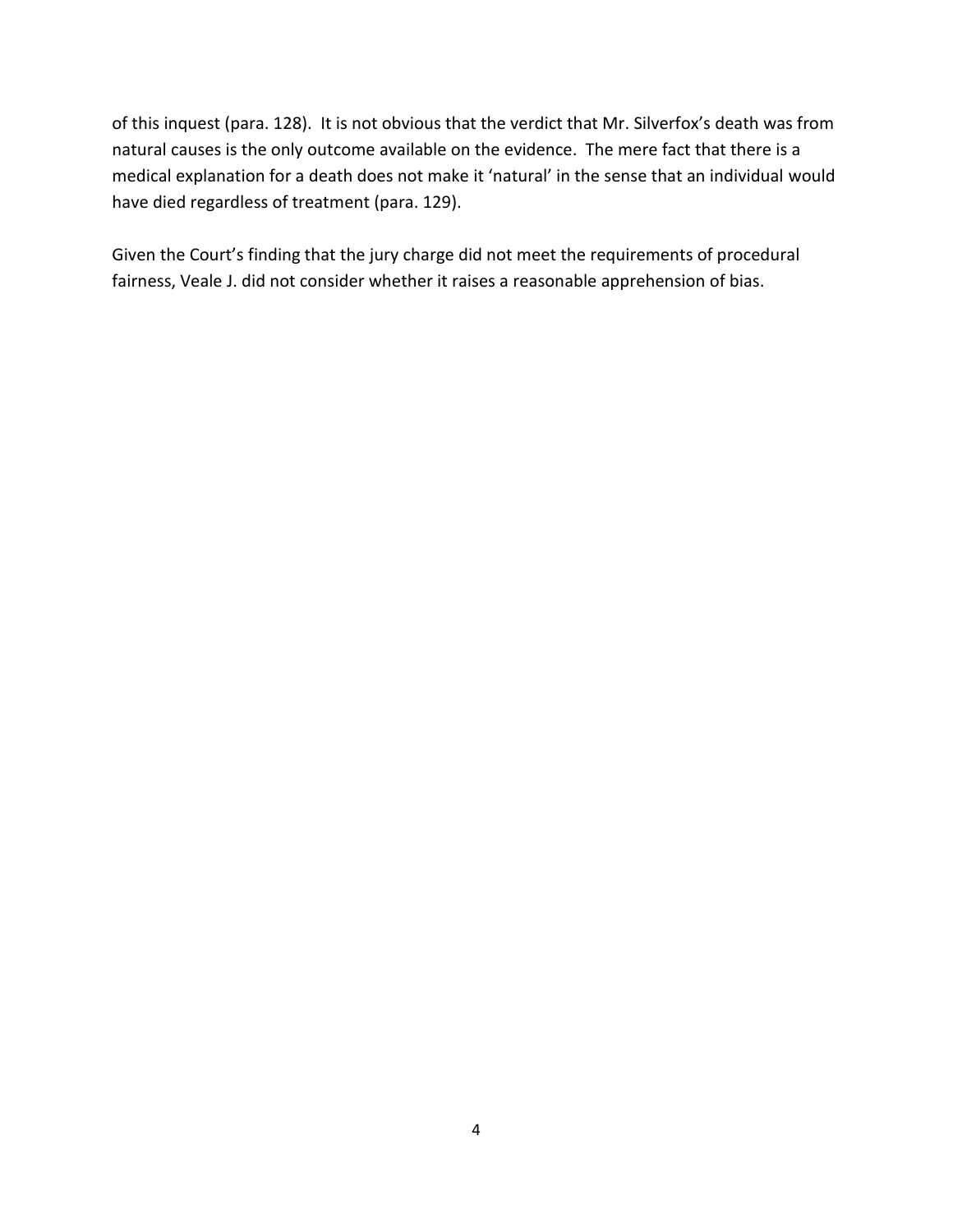of this inquest (para. 128). It is not obvious that the verdict that Mr. Silverfox's death was from natural causes is the only outcome available on the evidence. The mere fact that there is a medical explanation for a death does not make it 'natural' in the sense that an individual would have died regardless of treatment (para. 129).

Given the Court's finding that the jury charge did not meet the requirements of procedural fairness, Veale J. did not consider whether it raises a reasonable apprehension of bias.